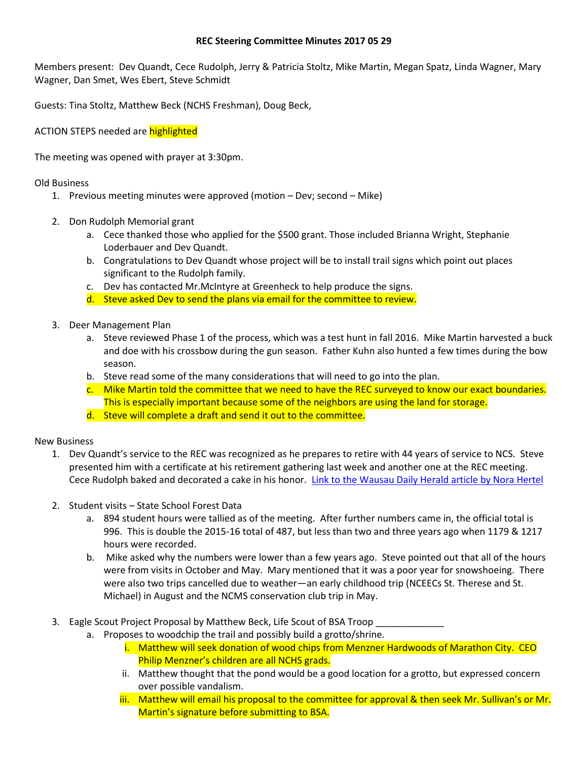**REC Steering Committee Minutes 2017 05 29**

Members present: Dev Quandt, Cece Rudolph, Jerry & Patricia Stoltz, Mike Martin, Megan Spatz, Linda Wagner, Mary Wagner, Dan Smet, Wes Ebert, Steve Schmidt

Guests: Tina Stoltz, Matthew Beck (NCHS Freshman), Doug Beck,

ACTION STEPS needed are highlighted

The meeting was opened with prayer at 3:30pm.

Old Business

1. Previous meeting minutes were approved (motion – Dev; second – Mike)

2. Don Rudolph Memorial grant
   a. Cece thanked those who applied for the $500 grant. Those included Brianna Wright, Stephanie Loderbauer and Dev Quandt.
   b. Congratulations to Dev Quandt whose project will be to install trail signs which point out places significant to the Rudolph family.
   c. Dev has contacted Mr.McIntyre at Greenheck to help produce the signs.
   d. Steve asked Dev to send the plans via email for the committee to review.

3. Deer Management Plan
   a. Steve reviewed Phase 1 of the process, which was a test hunt in fall 2016. Mike Martin harvested a buck and doe with his crossbow during the gun season. Father Kuhn also hunted a few times during the bow season.
   b. Steve read some of the many considerations that will need to go into the plan.
   c. Mike Martin told the committee that we need to have the REC surveyed to know our exact boundaries. This is especially important because some of the neighbors are using the land for storage.
   d. Steve will complete a draft and send it out to the committee.

New Business

1. Dev Quandt's service to the REC was recognized as he prepares to retire with 44 years of service to NCS. Steve presented him with a certificate at his retirement gathering last week and another one at the REC meeting. Cece Rudolph baked and decorated a cake in his honor. Link to the Wausau Daily Herald article by Nora Hertel

2. Student visits – State School Forest Data
   a. 894 student hours were tallied as of the meeting. After further numbers came in, the official total is 996. This is double the 2015-16 total of 487, but less than two and three years ago when 1179 & 1217 hours were recorded.
   b. Mike asked why the numbers were lower than a few years ago. Steve pointed out that all of the hours were from visits in October and May. Mary mentioned that it was a poor year for snowshoeing. There were also two trips cancelled due to weather—an early childhood trip (NCEECs St. Therese and St. Michael) in August and the NCMS conservation club trip in May.

3. Eagle Scout Project Proposal by Matthew Beck, Life Scout of BSA Troop _____________
   a. Proposes to woodchip the trail and possibly build a grotto/shrine.
      i. Matthew will seek donation of wood chips from Menzner Hardwoods of Marathon City. CEO Philip Menzner's children are all NCHS grads.
      ii. Matthew thought that the pond would be a good location for a grotto, but expressed concern over possible vandalism.
      iii. Matthew will email his proposal to the committee for approval & then seek Mr. Sullivan's or Mr. Martin's signature before submitting to BSA.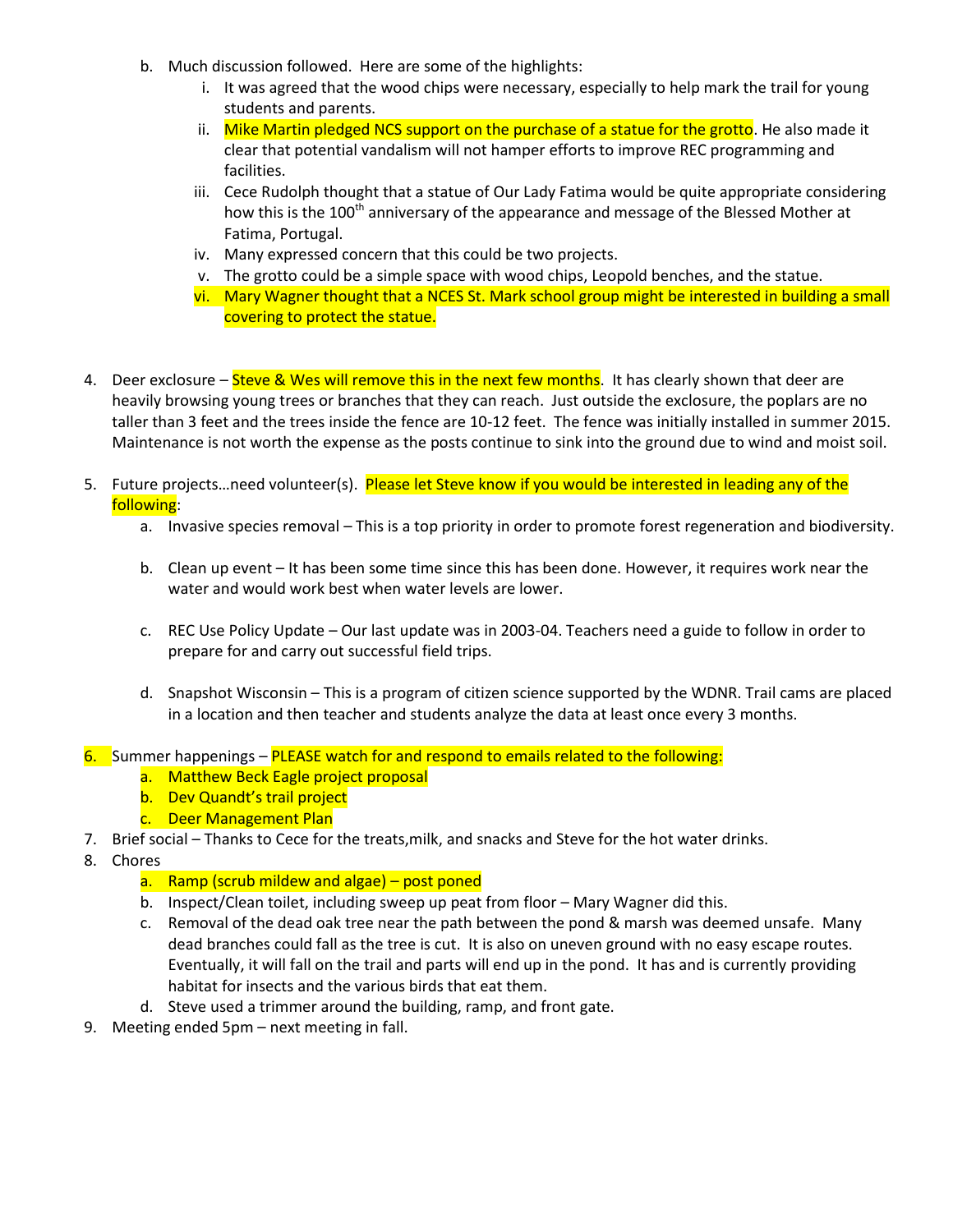b. Much discussion followed. Here are some of the highlights:
      i. It was agreed that the wood chips were necessary, especially to help mark the trail for young students and parents.
      ii. Mike Martin pledged NCS support on the purchase of a statue for the grotto. He also made it clear that potential vandalism will not hamper efforts to improve REC programming and facilities.
      iii. Cece Rudolph thought that a statue of Our Lady Fatima would be quite appropriate considering how this is the 100th anniversary of the appearance and message of the Blessed Mother at Fatima, Portugal.
      iv. Many expressed concern that this could be two projects.
      v. The grotto could be a simple space with wood chips, Leopold benches, and the statue.
      vi. Mary Wagner thought that a NCES St. Mark school group might be interested in building a small covering to protect the statue.

4. Deer exclosure – Steve & Wes will remove this in the next few months. It has clearly shown that deer are heavily browsing young trees or branches that they can reach. Just outside the exclosure, the poplars are no taller than 3 feet and the trees inside the fence are 10-12 feet. The fence was initially installed in summer 2015. Maintenance is not worth the expense as the posts continue to sink into the ground due to wind and moist soil.

5. Future projects…need volunteer(s). Please let Steve know if you would be interested in leading any of the following:
   a. Invasive species removal – This is a top priority in order to promote forest regeneration and biodiversity.

   b. Clean up event – It has been some time since this has been done. However, it requires work near the water and would work best when water levels are lower.

   c. REC Use Policy Update – Our last update was in 2003-04. Teachers need a guide to follow in order to prepare for and carry out successful field trips.

   d. Snapshot Wisconsin – This is a program of citizen science supported by the WDNR. Trail cams are placed in a location and then teacher and students analyze the data at least once every 3 months.

6. Summer happenings – PLEASE watch for and respond to emails related to the following:
   a. Matthew Beck Eagle project proposal
   b. Dev Quandt's trail project
   c. Deer Management Plan
7. Brief social – Thanks to Cece for the treats,milk, and snacks and Steve for the hot water drinks.
8. Chores
   a. Ramp (scrub mildew and algae) – post poned
   b. Inspect/Clean toilet, including sweep up peat from floor – Mary Wagner did this.
   c. Removal of the dead oak tree near the path between the pond & marsh was deemed unsafe. Many dead branches could fall as the tree is cut. It is also on uneven ground with no easy escape routes. Eventually, it will fall on the trail and parts will end up in the pond. It has and is currently providing habitat for insects and the various birds that eat them.
   d. Steve used a trimmer around the building, ramp, and front gate.
9. Meeting ended 5pm – next meeting in fall.